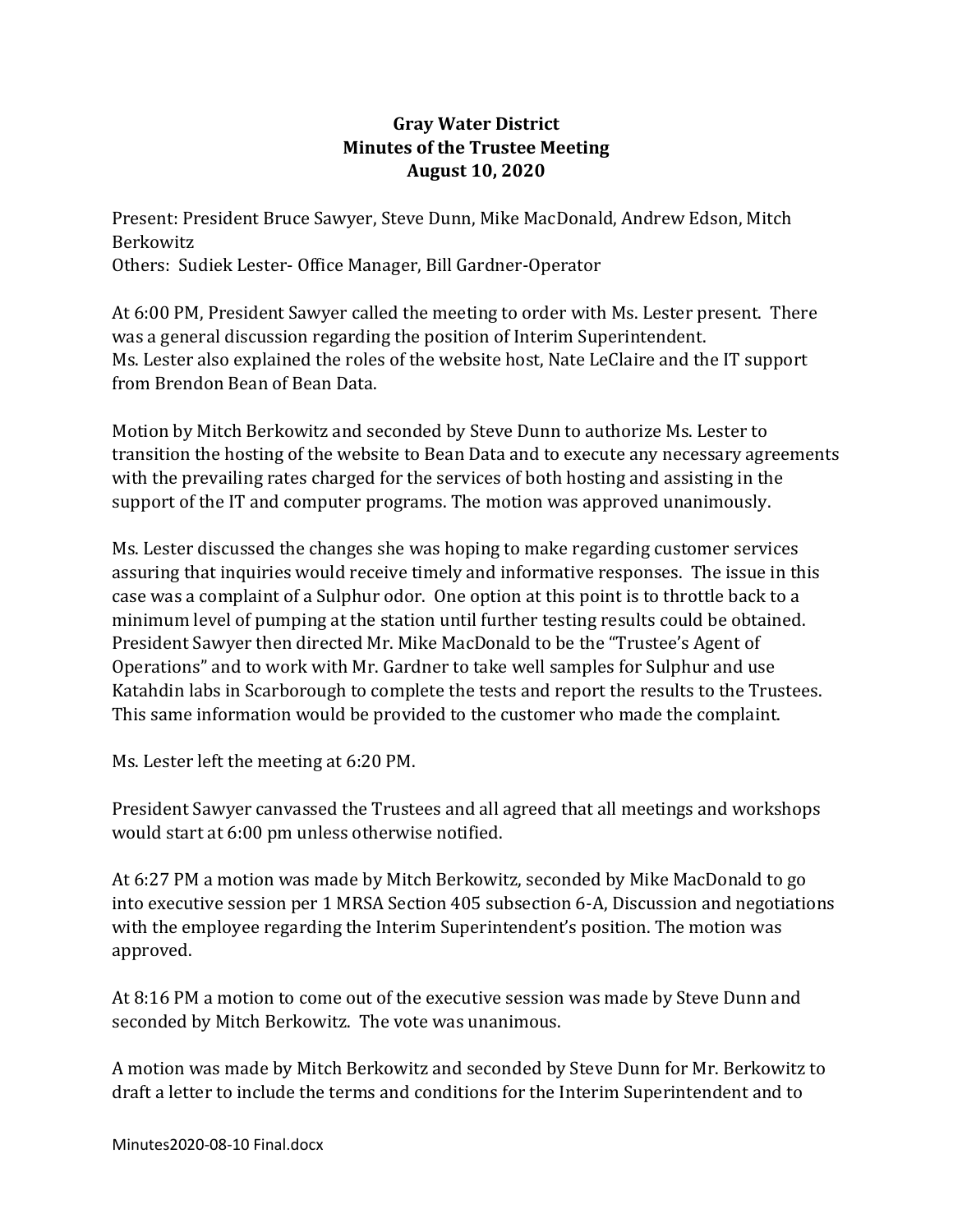# Gray Water District
## Minutes of the Trustee Meeting
## August 10, 2020

Present: President Bruce Sawyer, Steve Dunn, Mike MacDonald, Andrew Edson, Mitch Berkowitz
Others: Sudiek Lester- Office Manager, Bill Gardner-Operator

At 6:00 PM, President Sawyer called the meeting to order with Ms. Lester present. There was a general discussion regarding the position of Interim Superintendent.
Ms. Lester also explained the roles of the website host, Nate LeClaire and the IT support from Brendon Bean of Bean Data.

Motion by Mitch Berkowitz and seconded by Steve Dunn to authorize Ms. Lester to transition the hosting of the website to Bean Data and to execute any necessary agreements with the prevailing rates charged for the services of both hosting and assisting in the support of the IT and computer programs. The motion was approved unanimously.

Ms. Lester discussed the changes she was hoping to make regarding customer services assuring that inquiries would receive timely and informative responses. The issue in this case was a complaint of a Sulphur odor. One option at this point is to throttle back to a minimum level of pumping at the station until further testing results could be obtained. President Sawyer then directed Mr. Mike MacDonald to be the "Trustee's Agent of Operations" and to work with Mr. Gardner to take well samples for Sulphur and use Katahdin labs in Scarborough to complete the tests and report the results to the Trustees. This same information would be provided to the customer who made the complaint.

Ms. Lester left the meeting at 6:20 PM.

President Sawyer canvassed the Trustees and all agreed that all meetings and workshops would start at 6:00 pm unless otherwise notified.

At 6:27 PM a motion was made by Mitch Berkowitz, seconded by Mike MacDonald to go into executive session per 1 MRSA Section 405 subsection 6-A, Discussion and negotiations with the employee regarding the Interim Superintendent's position. The motion was approved.

At 8:16 PM a motion to come out of the executive session was made by Steve Dunn and seconded by Mitch Berkowitz. The vote was unanimous.

A motion was made by Mitch Berkowitz and seconded by Steve Dunn for Mr. Berkowitz to draft a letter to include the terms and conditions for the Interim Superintendent and to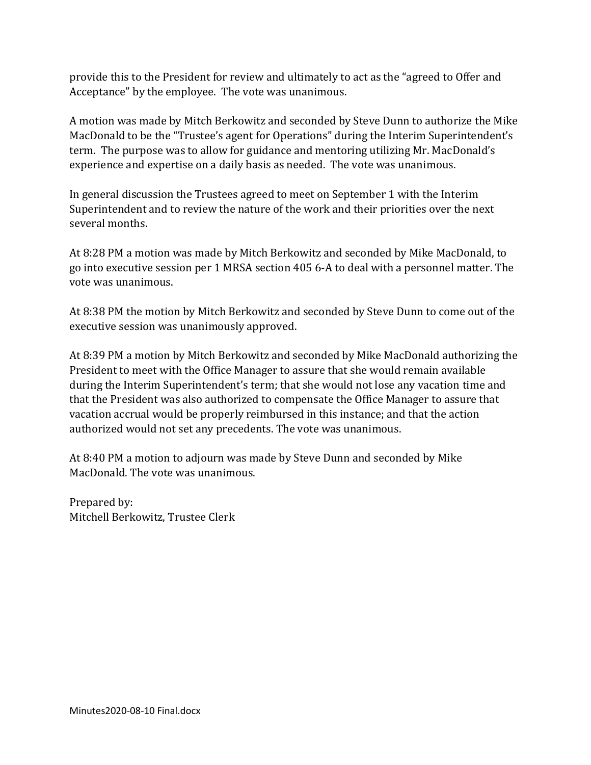provide this to the President for review and ultimately to act as the "agreed to Offer and Acceptance" by the employee. The vote was unanimous.

A motion was made by Mitch Berkowitz and seconded by Steve Dunn to authorize the Mike MacDonald to be the "Trustee's agent for Operations" during the Interim Superintendent's term. The purpose was to allow for guidance and mentoring utilizing Mr. MacDonald's experience and expertise on a daily basis as needed. The vote was unanimous.

In general discussion the Trustees agreed to meet on September 1 with the Interim Superintendent and to review the nature of the work and their priorities over the next several months.

At 8:28 PM a motion was made by Mitch Berkowitz and seconded by Mike MacDonald, to go into executive session per 1 MRSA section 405 6-A to deal with a personnel matter. The vote was unanimous.

At 8:38 PM the motion by Mitch Berkowitz and seconded by Steve Dunn to come out of the executive session was unanimously approved.

At 8:39 PM a motion by Mitch Berkowitz and seconded by Mike MacDonald authorizing the President to meet with the Office Manager to assure that she would remain available during the Interim Superintendent's term; that she would not lose any vacation time and that the President was also authorized to compensate the Office Manager to assure that vacation accrual would be properly reimbursed in this instance; and that the action authorized would not set any precedents. The vote was unanimous.

At 8:40 PM a motion to adjourn was made by Steve Dunn and seconded by Mike MacDonald. The vote was unanimous.

Prepared by:
Mitchell Berkowitz, Trustee Clerk

Minutes2020-08-10 Final.docx